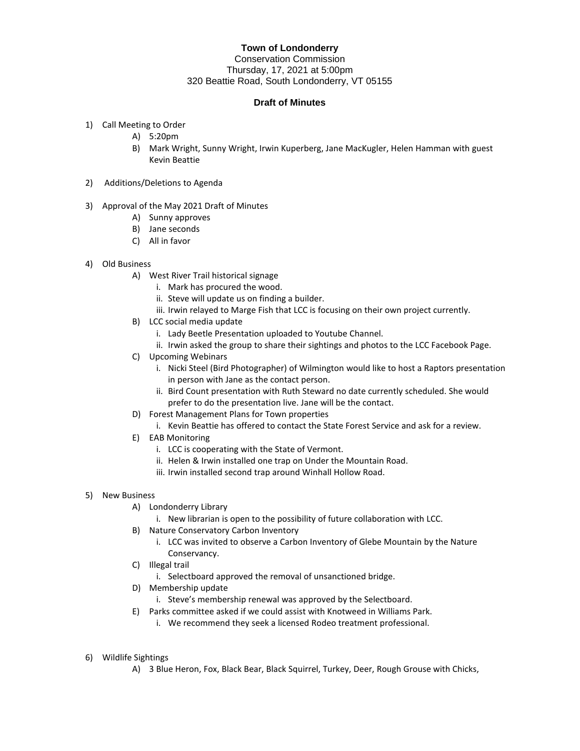**Town of Londonderry**

Conservation Commission
Thursday, 17, 2021 at 5:00pm
320 Beattie Road, South Londonderry, VT 05155

**Draft of Minutes**

1) Call Meeting to Order
    A) 5:20pm
    B) Mark Wright, Sunny Wright, Irwin Kuperberg, Jane MacKugler, Helen Hamman with guest Kevin Beattie

2) Additions/Deletions to Agenda

3) Approval of the May 2021 Draft of Minutes
    A) Sunny approves
    B) Jane seconds
    C) All in favor

4) Old Business
    A) West River Trail historical signage
        i. Mark has procured the wood.
        ii. Steve will update us on finding a builder.
        iii. Irwin relayed to Marge Fish that LCC is focusing on their own project currently.
    B) LCC social media update
        i. Lady Beetle Presentation uploaded to Youtube Channel.
        ii. Irwin asked the group to share their sightings and photos to the LCC Facebook Page.
    C) Upcoming Webinars
        i. Nicki Steel (Bird Photographer) of Wilmington would like to host a Raptors presentation in person with Jane as the contact person.
        ii. Bird Count presentation with Ruth Steward no date currently scheduled. She would prefer to do the presentation live. Jane will be the contact.
    D) Forest Management Plans for Town properties
        i. Kevin Beattie has offered to contact the State Forest Service and ask for a review.
    E) EAB Monitoring
        i. LCC is cooperating with the State of Vermont.
        ii. Helen & Irwin installed one trap on Under the Mountain Road.
        iii. Irwin installed second trap around Winhall Hollow Road.

5) New Business
    A) Londonderry Library
        i. New librarian is open to the possibility of future collaboration with LCC.
    B) Nature Conservatory Carbon Inventory
        i. LCC was invited to observe a Carbon Inventory of Glebe Mountain by the Nature Conservancy.
    C) Illegal trail
        i. Selectboard approved the removal of unsanctioned bridge.
    D) Membership update
        i. Steve's membership renewal was approved by the Selectboard.
    E) Parks committee asked if we could assist with Knotweed in Williams Park.
        i. We recommend they seek a licensed Rodeo treatment professional.

6) Wildlife Sightings
    A) 3 Blue Heron, Fox, Black Bear, Black Squirrel, Turkey, Deer, Rough Grouse with Chicks,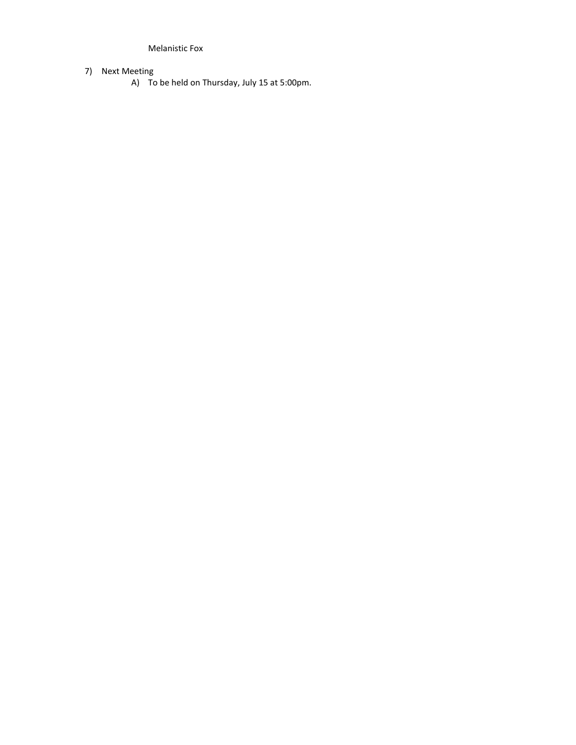Melanistic Fox

7) Next Meeting
   A) To be held on Thursday, July 15 at 5:00pm.